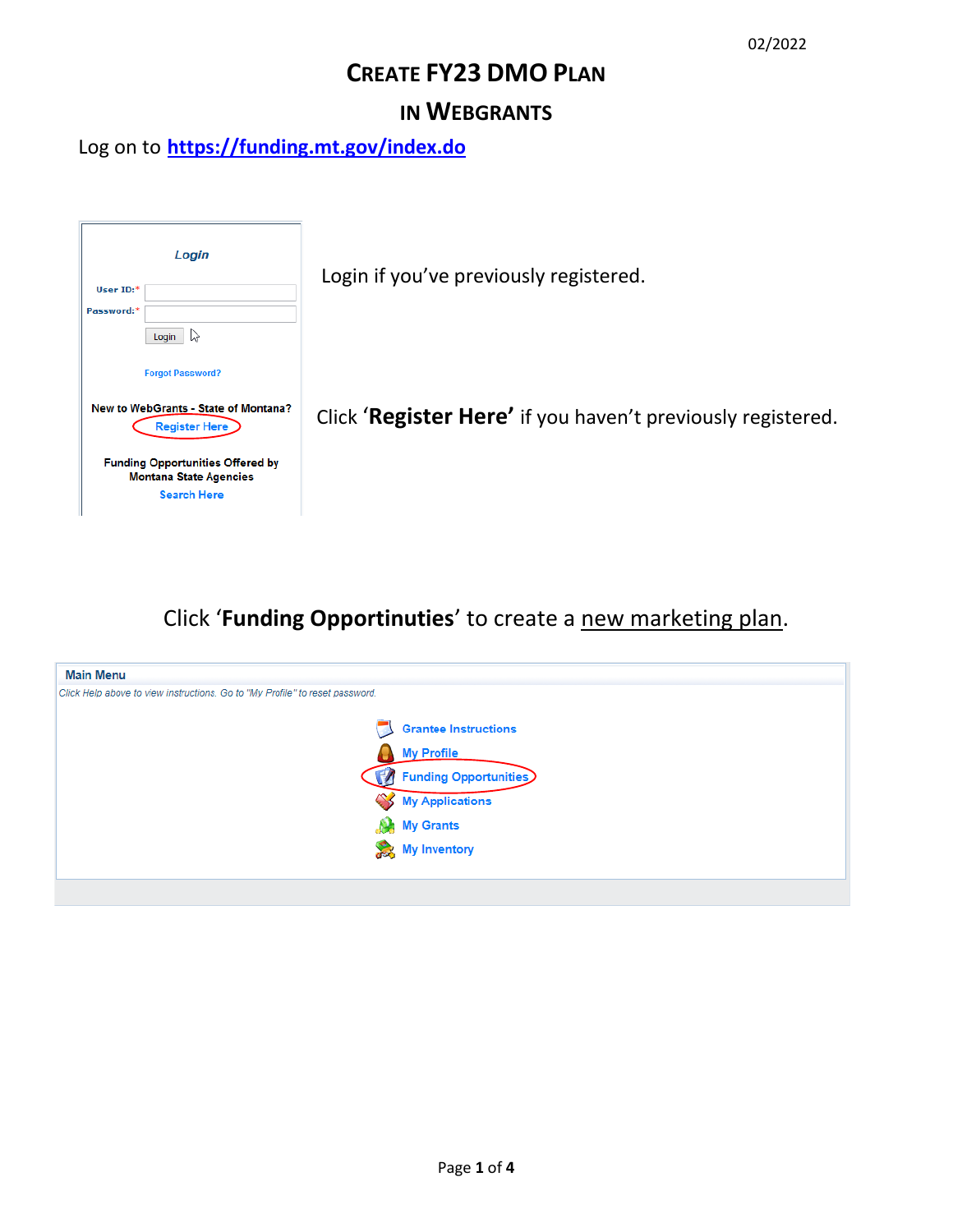02/2022

# CREATE FY23 DMO PLAN

## IN WEBGRANTS

Log on to **https://funding.mt.gov/index.do**

Login

User ID:*

Password:*

Login

Forgot Password?

New to WebGrants - State of Montana?

Register Here

Funding Opportunities Offered by Montana State Agencies

Search Here

Login if you've previously registered.

Click '**Register Here**' if you haven't previously registered.

Click '**Funding Opportinuties**' to create a new marketing plan.

Main Menu

*Click Help above to view instructions. Go to "My Profile" to reset password.*

Grantee Instructions

My Profile

Funding Opportunities

My Applications

My Grants

My Inventory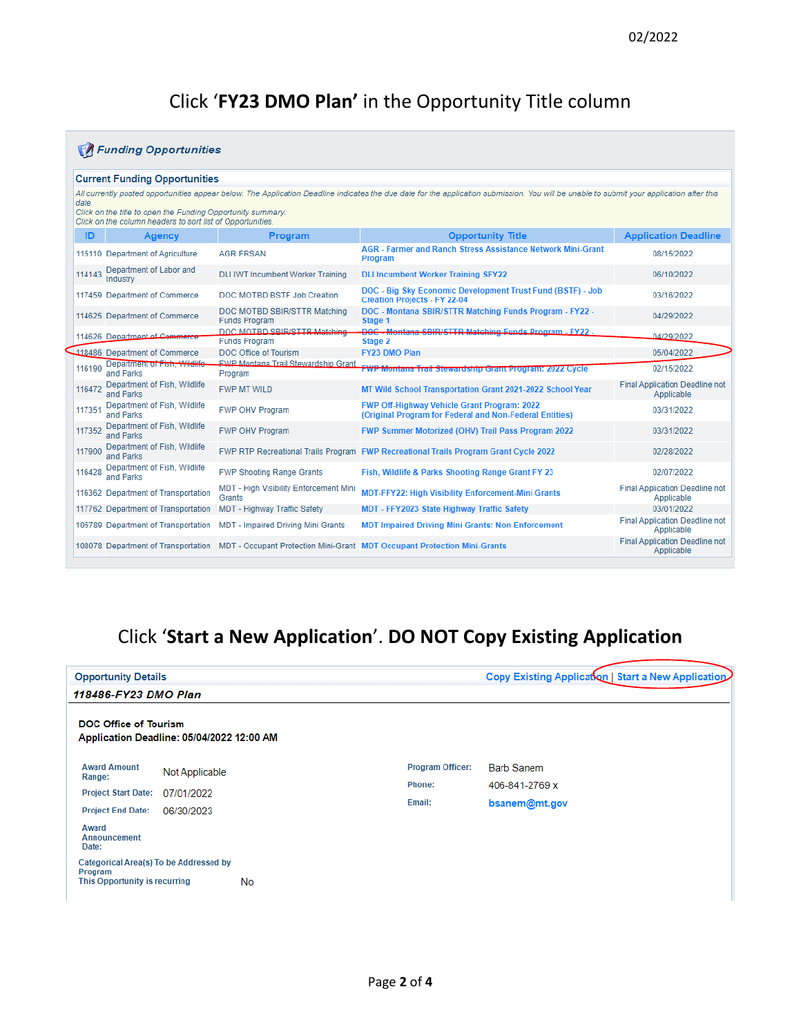02/2022

# Click ‘**FY23 DMO Plan**’ in the Opportunity Title column

***Funding Opportunities***

**Current Funding Opportunities**

*All currently posted opportunities appear below. The Application Deadline indicates the due date for the application submission. You will be unable to submit your application after this date.*
*Click on the title to open the Funding Opportunity summary.*
*Click on the column headers to sort list of Opportunities.*

| ID | Agency | Program | Opportunity Title | Application Deadline |
|---|---|---|---|---|
| 115110 | Department of Agriculture | AGR FRSAN | AGR - Farmer and Ranch Stress Assistance Network Mini-Grant Program | 08/15/2022 |
| 114143 | Department of Labor and Industry | DLI IWT Incumbent Worker Training | DLI Incumbent Worker Training SFY22 | 06/10/2022 |
| 117459 | Department of Commerce | DOC MOTBD BSTF Job Creation | DOC - Big Sky Economic Development Trust Fund (BSTF) - Job Creation Projects - FY 22-04 | 03/16/2022 |
| 114625 | Department of Commerce | DOC MOTBD SBIR/STTR Matching Funds Program | DOC - Montana SBIR/STTR Matching Funds Program - FY22 - Stage 1 | 04/29/2022 |
| 114626 | Department of Commerce | DOC MOTBD SBIR/STTR Matching Funds Program | DOC - Montana SBIR/STTR Matching Funds Program - FY22 - Stage 2 | 04/29/2022 |
| 118486 | Department of Commerce | DOC Office of Tourism | FY23 DMO Plan | 05/04/2022 |
| 116190 | Department of Fish, Wildlife and Parks | FWP Montana Trail Stewardship Grant Program | FWP Montana Trail Stewardship Grant Program: 2022 Cycle | 02/15/2022 |
| 116472 | Department of Fish, Wildlife and Parks | FWP MT WILD | MT Wild School Transportation Grant 2021-2022 School Year | Final Application Deadline not Applicable |
| 117351 | Department of Fish, Wildlife and Parks | FWP OHV Program | FWP Off-Highway Vehicle Grant Program: 2022 (Original Program for Federal and Non-Federal Entities) | 03/31/2022 |
| 117352 | Department of Fish, Wildlife and Parks | FWP OHV Program | FWP Summer Motorized (OHV) Trail Pass Program 2022 | 03/31/2022 |
| 117900 | Department of Fish, Wildlife and Parks | FWP RTP Recreational Trails Program | FWP Recreational Trails Program Grant Cycle 2022 | 02/28/2022 |
| 116428 | Department of Fish, Wildlife and Parks | FWP Shooting Range Grants | Fish, Wildlife & Parks Shooting Range Grant FY 23 | 02/07/2022 |
| 116362 | Department of Transportation | MDT - High Visibility Enforcement Mini Grants | MDT-FFY22: High Visibility Enforcement-Mini Grants | Final Application Deadline not Applicable |
| 117762 | Department of Transportation | MDT - Highway Traffic Safety | MDT - FFY2023 State Highway Traffic Safety | 03/01/2022 |
| 105789 | Department of Transportation | MDT - Impaired Driving Mini Grants | MDT Impaired Driving Mini Grants: Non-Enforcement | Final Application Deadline not Applicable |
| 108078 | Department of Transportation | MDT - Occupant Protection Mini-Grant | MDT Occupant Protection Mini-Grants | Final Application Deadline not Applicable |

# Click ‘**Start a New Application**’. **DO NOT Copy Existing Application**

**Opportunity Details** — Copy Existing Application | Start a New Application

***118486-FY23 DMO Plan***

**DOC Office of Tourism**
**Application Deadline: 05/04/2022 12:00 AM**

**Award Amount Range:** Not Applicable
**Project Start Date:** 07/01/2022
**Project End Date:** 06/30/2023
**Award Announcement Date:**

**Program Officer:** Barb Sanem
**Phone:** 406-841-2769 x
**Email:** bsanem@mt.gov

**Categorical Area(s) To be Addressed by Program**
**This Opportunity is recurring** No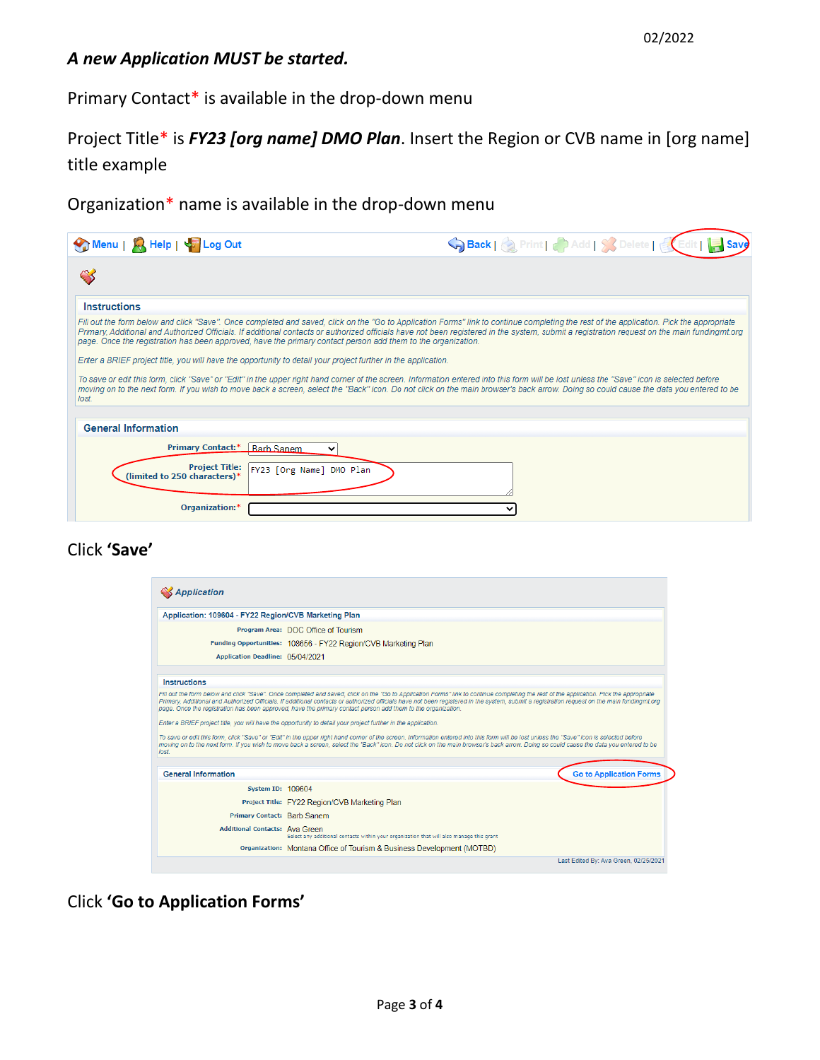## *A new Application MUST be started.*

Primary Contact* is available in the drop-down menu

Project Title* is ***FY23 [org name] DMO Plan***. Insert the Region or CVB name in [org name] title example

Organization* name is available in the drop-down menu

Click **'Save'**

Click **'Go to Application Forms'**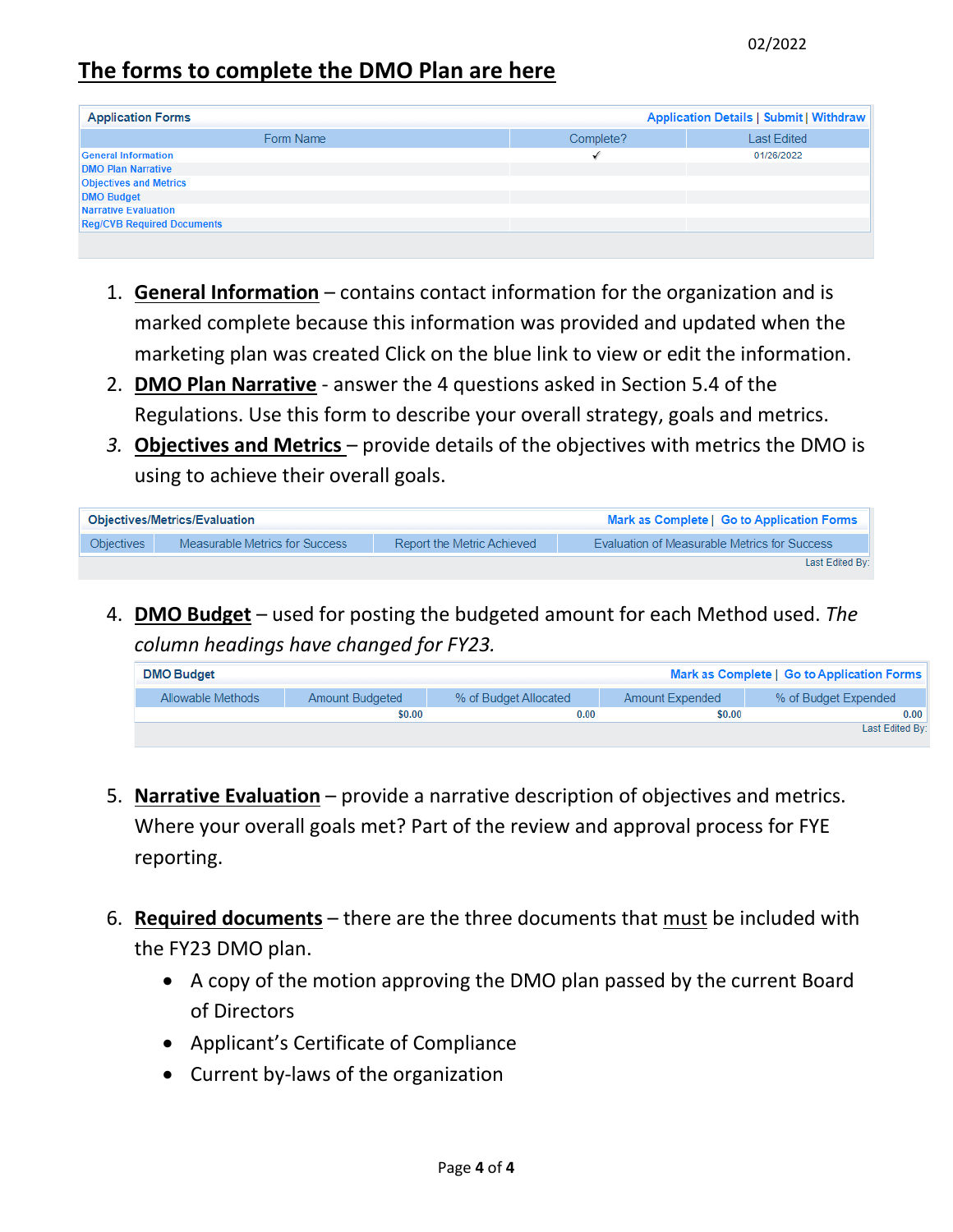02/2022

# The forms to complete the DMO Plan are here

| Application Forms | | Application Details \| Submit \| Withdraw |
|---|---|---|
| Form Name | Complete? | Last Edited |
| General Information | ✓ | 01/26/2022 |
| DMO Plan Narrative | | |
| Objectives and Metrics | | |
| DMO Budget | | |
| Narrative Evaluation | | |
| Reg/CVB Required Documents | | |

1. **General Information** – contains contact information for the organization and is marked complete because this information was provided and updated when the marketing plan was created Click on the blue link to view or edit the information.
2. **DMO Plan Narrative** - answer the 4 questions asked in Section 5.4 of the Regulations. Use this form to describe your overall strategy, goals and metrics.
3. **Objectives and Metrics** – provide details of the objectives with metrics the DMO is using to achieve their overall goals.

| Objectives/Metrics/Evaluation | | | Mark as Complete \| Go to Application Forms |
|---|---|---|---|
| Objectives | Measurable Metrics for Success | Report the Metric Achieved | Evaluation of Measurable Metrics for Success |
| | | | Last Edited By: |

4. **DMO Budget** – used for posting the budgeted amount for each Method used. *The column headings have changed for FY23.*

| DMO Budget | | | Mark as Complete \| Go to Application Forms | |
|---|---|---|---|---|
| Allowable Methods | Amount Budgeted | % of Budget Allocated | Amount Expended | % of Budget Expended |
| | $0.00 | 0.00 | $0.00 | 0.00 |
| | | | | Last Edited By: |

5. **Narrative Evaluation** – provide a narrative description of objectives and metrics. Where your overall goals met? Part of the review and approval process for FYE reporting.

6. **Required documents** – there are the three documents that must be included with the FY23 DMO plan.
   - A copy of the motion approving the DMO plan passed by the current Board of Directors
   - Applicant's Certificate of Compliance
   - Current by-laws of the organization